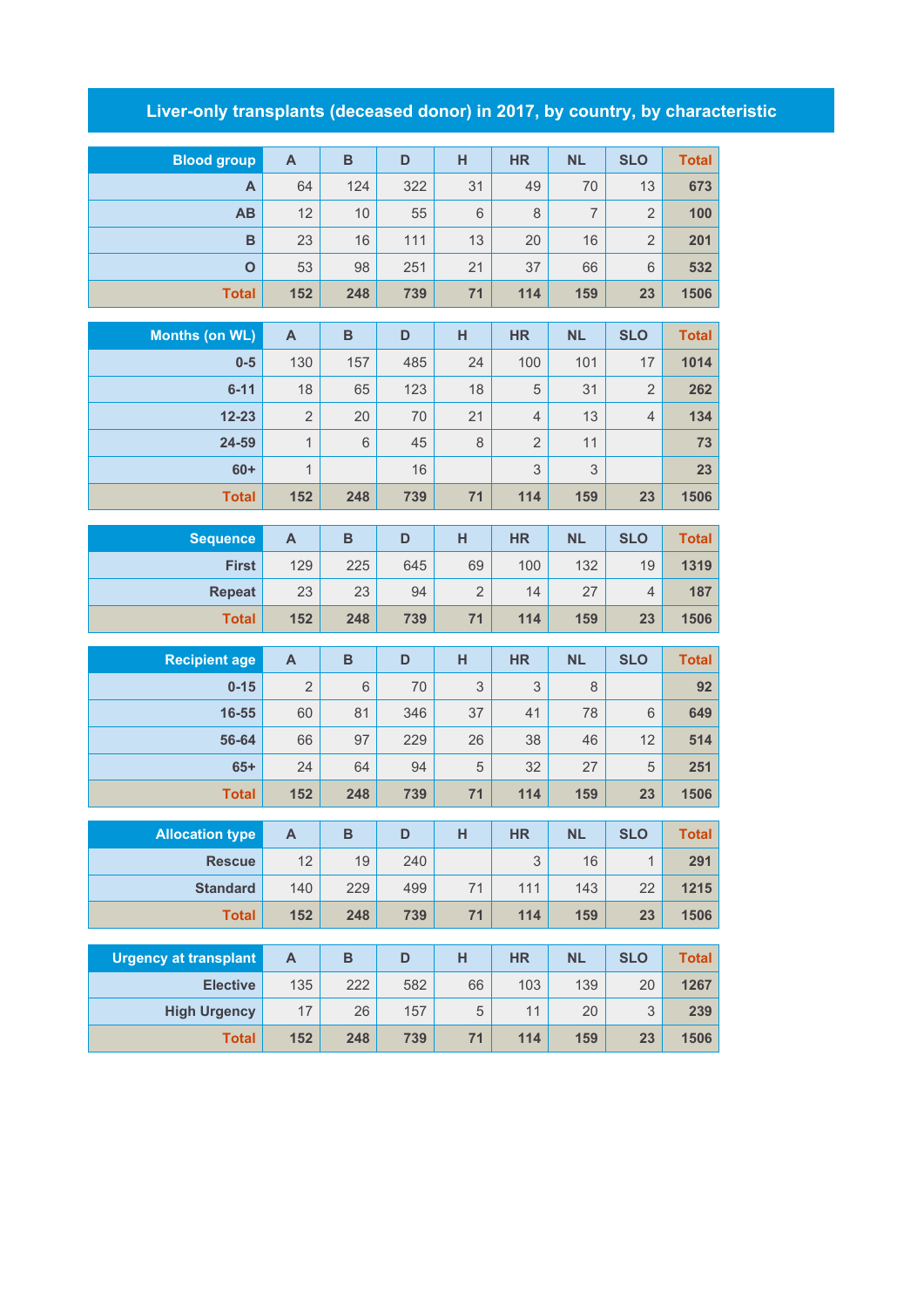# Liver-only transplants (deceased donor) in 2017, by country, by characteristic

| Blood group | A | B | D | H | HR | NL | SLO | Total |
|---|---|---|---|---|---|---|---|---|
| A | 64 | 124 | 322 | 31 | 49 | 70 | 13 | 673 |
| AB | 12 | 10 | 55 | 6 | 8 | 7 | 2 | 100 |
| B | 23 | 16 | 111 | 13 | 20 | 16 | 2 | 201 |
| O | 53 | 98 | 251 | 21 | 37 | 66 | 6 | 532 |
| Total | 152 | 248 | 739 | 71 | 114 | 159 | 23 | 1506 |

| Months (on WL) | A | B | D | H | HR | NL | SLO | Total |
|---|---|---|---|---|---|---|---|---|
| 0-5 | 130 | 157 | 485 | 24 | 100 | 101 | 17 | 1014 |
| 6-11 | 18 | 65 | 123 | 18 | 5 | 31 | 2 | 262 |
| 12-23 | 2 | 20 | 70 | 21 | 4 | 13 | 4 | 134 |
| 24-59 | 1 | 6 | 45 | 8 | 2 | 11 | | 73 |
| 60+ | 1 | | 16 | | 3 | 3 | | 23 |
| Total | 152 | 248 | 739 | 71 | 114 | 159 | 23 | 1506 |

| Sequence | A | B | D | H | HR | NL | SLO | Total |
|---|---|---|---|---|---|---|---|---|
| First | 129 | 225 | 645 | 69 | 100 | 132 | 19 | 1319 |
| Repeat | 23 | 23 | 94 | 2 | 14 | 27 | 4 | 187 |
| Total | 152 | 248 | 739 | 71 | 114 | 159 | 23 | 1506 |

| Recipient age | A | B | D | H | HR | NL | SLO | Total |
|---|---|---|---|---|---|---|---|---|
| 0-15 | 2 | 6 | 70 | 3 | 3 | 8 | | 92 |
| 16-55 | 60 | 81 | 346 | 37 | 41 | 78 | 6 | 649 |
| 56-64 | 66 | 97 | 229 | 26 | 38 | 46 | 12 | 514 |
| 65+ | 24 | 64 | 94 | 5 | 32 | 27 | 5 | 251 |
| Total | 152 | 248 | 739 | 71 | 114 | 159 | 23 | 1506 |

| Allocation type | A | B | D | H | HR | NL | SLO | Total |
|---|---|---|---|---|---|---|---|---|
| Rescue | 12 | 19 | 240 | | 3 | 16 | 1 | 291 |
| Standard | 140 | 229 | 499 | 71 | 111 | 143 | 22 | 1215 |
| Total | 152 | 248 | 739 | 71 | 114 | 159 | 23 | 1506 |

| Urgency at transplant | A | B | D | H | HR | NL | SLO | Total |
|---|---|---|---|---|---|---|---|---|
| Elective | 135 | 222 | 582 | 66 | 103 | 139 | 20 | 1267 |
| High Urgency | 17 | 26 | 157 | 5 | 11 | 20 | 3 | 239 |
| Total | 152 | 248 | 739 | 71 | 114 | 159 | 23 | 1506 |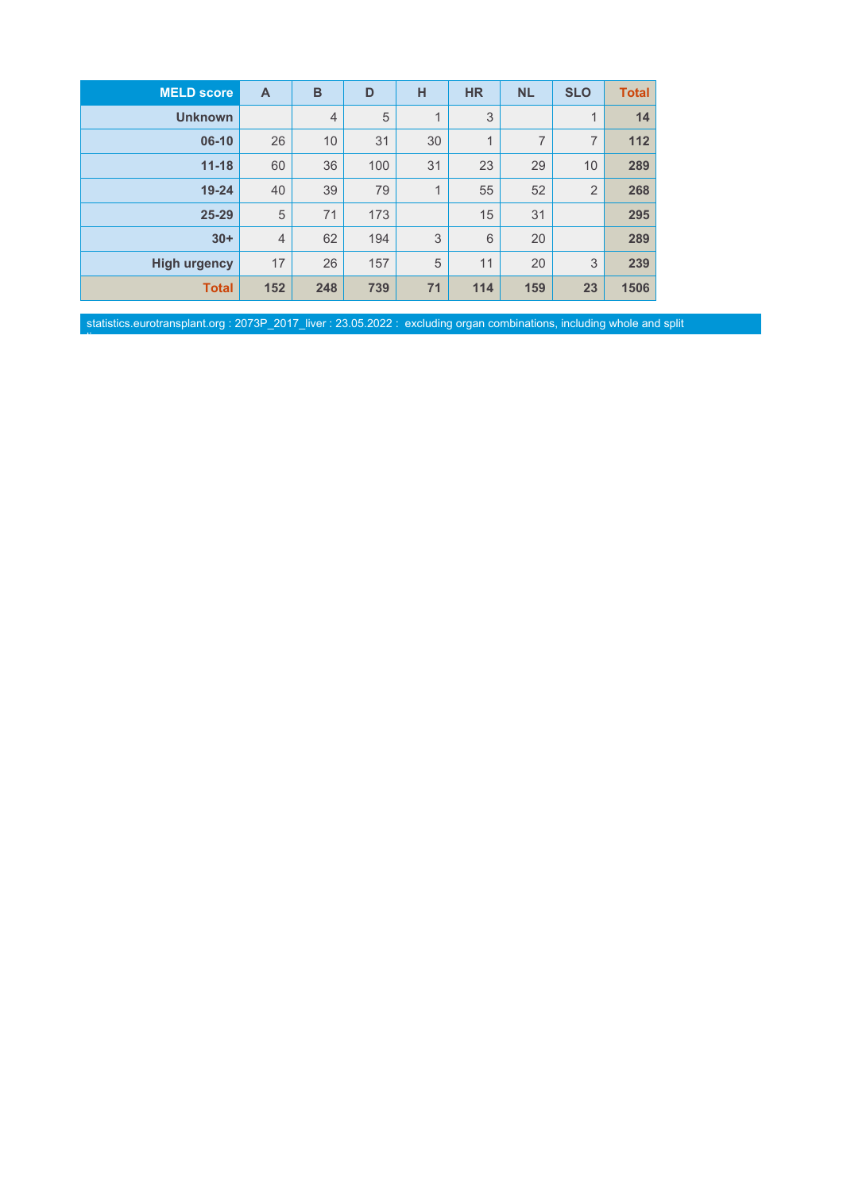| MELD score | A | B | D | H | HR | NL | SLO | Total |
|---|---|---|---|---|---|---|---|---|
| Unknown | | 4 | 5 | 1 | 3 | | 1 | 14 |
| 06-10 | 26 | 10 | 31 | 30 | 1 | 7 | 7 | 112 |
| 11-18 | 60 | 36 | 100 | 31 | 23 | 29 | 10 | 289 |
| 19-24 | 40 | 39 | 79 | 1 | 55 | 52 | 2 | 268 |
| 25-29 | 5 | 71 | 173 | | 15 | 31 | | 295 |
| 30+ | 4 | 62 | 194 | 3 | 6 | 20 | | 289 |
| High urgency | 17 | 26 | 157 | 5 | 11 | 20 | 3 | 239 |
| **Total** | **152** | **248** | **739** | **71** | **114** | **159** | **23** | **1506** |

statistics.eurotransplant.org : 2073P_2017_liver : 23.05.2022 : excluding organ combinations, including whole and split livers